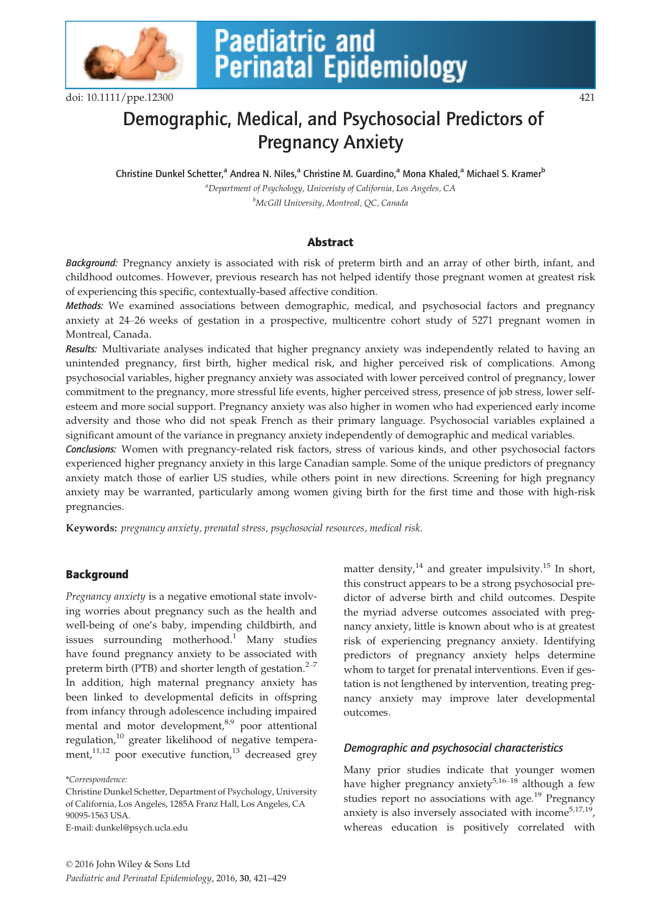# Demographic, Medical, and Psychosocial Predictors of Pregnancy Anxiety

Christine Dunkel Schetter,[a] Andrea N. Niles,[a] Christine M. Guardino,[a] Mona Khaled,[a] Michael S. Kramer[b]

[a]*Department of Psychology, University of California, Los Angeles, CA*
[b]*McGill University, Montreal, QC, Canada*

## Abstract

***Background:*** Pregnancy anxiety is associated with risk of preterm birth and an array of other birth, infant, and childhood outcomes. However, previous research has not helped identify those pregnant women at greatest risk of experiencing this specific, contextually-based affective condition.

***Methods:*** We examined associations between demographic, medical, and psychosocial factors and pregnancy anxiety at 24–26 weeks of gestation in a prospective, multicentre cohort study of 5271 pregnant women in Montreal, Canada.

***Results:*** Multivariate analyses indicated that higher pregnancy anxiety was independently related to having an unintended pregnancy, first birth, higher medical risk, and higher perceived risk of complications. Among psychosocial variables, higher pregnancy anxiety was associated with lower perceived control of pregnancy, lower commitment to the pregnancy, more stressful life events, higher perceived stress, presence of job stress, lower self-esteem and more social support. Pregnancy anxiety was also higher in women who had experienced early income adversity and those who did not speak French as their primary language. Psychosocial variables explained a significant amount of the variance in pregnancy anxiety independently of demographic and medical variables.

***Conclusions:*** Women with pregnancy-related risk factors, stress of various kinds, and other psychosocial factors experienced higher pregnancy anxiety in this large Canadian sample. Some of the unique predictors of pregnancy anxiety match those of earlier US studies, while others point in new directions. Screening for high pregnancy anxiety may be warranted, particularly among women giving birth for the first time and those with high-risk pregnancies.

**Keywords:** *pregnancy anxiety, prenatal stress, psychosocial resources, medical risk.*

## Background

*Pregnancy anxiety* is a negative emotional state involving worries about pregnancy such as the health and well-being of one's baby, impending childbirth, and issues surrounding motherhood.[1] Many studies have found pregnancy anxiety to be associated with preterm birth (PTB) and shorter length of gestation.[2–7] In addition, high maternal pregnancy anxiety has been linked to developmental deficits in offspring from infancy through adolescence including impaired mental and motor development,[8,9] poor attentional regulation,[10] greater likelihood of negative temperament,[11,12] poor executive function,[13] decreased grey matter density,[14] and greater impulsivity.[15] In short, this construct appears to be a strong psychosocial predictor of adverse birth and child outcomes. Despite the myriad adverse outcomes associated with pregnancy anxiety, little is known about who is at greatest risk of experiencing pregnancy anxiety. Identifying predictors of pregnancy anxiety helps determine whom to target for prenatal interventions. Even if gestation is not lengthened by intervention, treating pregnancy anxiety may improve later developmental outcomes.

### *Demographic and psychosocial characteristics*

Many prior studies indicate that younger women have higher pregnancy anxiety[5,16–18] although a few studies report no associations with age.[19] Pregnancy anxiety is also inversely associated with income[5,17,19], whereas education is positively correlated with

*Correspondence:
Christine Dunkel Schetter, Department of Psychology, University of California, Los Angeles, 1285A Franz Hall, Los Angeles, CA 90095-1563 USA.
E-mail: dunkel@psych.ucla.edu

© 2016 John Wiley & Sons Ltd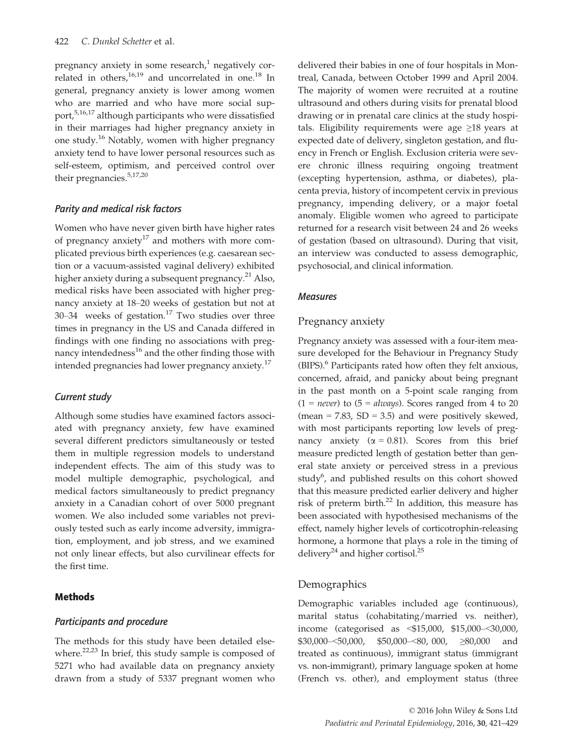pregnancy anxiety in some research,[1] negatively correlated in others,[16,19] and uncorrelated in one.[18] In general, pregnancy anxiety is lower among women who are married and who have more social support,[5,16,17] although participants who were dissatisfied in their marriages had higher pregnancy anxiety in one study.[16] Notably, women with higher pregnancy anxiety tend to have lower personal resources such as self-esteem, optimism, and perceived control over their pregnancies.[5,17,20]

### *Parity and medical risk factors*

Women who have never given birth have higher rates of pregnancy anxiety[17] and mothers with more complicated previous birth experiences (e.g. caesarean section or a vacuum-assisted vaginal delivery) exhibited higher anxiety during a subsequent pregnancy.[21] Also, medical risks have been associated with higher pregnancy anxiety at 18–20 weeks of gestation but not at 30–34 weeks of gestation.[17] Two studies over three times in pregnancy in the US and Canada differed in findings with one finding no associations with pregnancy intendedness[16] and the other finding those with intended pregnancies had lower pregnancy anxiety.[17]

### *Current study*

Although some studies have examined factors associated with pregnancy anxiety, few have examined several different predictors simultaneously or tested them in multiple regression models to understand independent effects. The aim of this study was to model multiple demographic, psychological, and medical factors simultaneously to predict pregnancy anxiety in a Canadian cohort of over 5000 pregnant women. We also included some variables not previously tested such as early income adversity, immigration, employment, and job stress, and we examined not only linear effects, but also curvilinear effects for the first time.

## Methods

### *Participants and procedure*

The methods for this study have been detailed elsewhere.[22,23] In brief, this study sample is composed of 5271 who had available data on pregnancy anxiety drawn from a study of 5337 pregnant women who delivered their babies in one of four hospitals in Montreal, Canada, between October 1999 and April 2004. The majority of women were recruited at a routine ultrasound and others during visits for prenatal blood drawing or in prenatal care clinics at the study hospitals. Eligibility requirements were age ≥18 years at expected date of delivery, singleton gestation, and fluency in French or English. Exclusion criteria were severe chronic illness requiring ongoing treatment (excepting hypertension, asthma, or diabetes), placenta previa, history of incompetent cervix in previous pregnancy, impending delivery, or a major foetal anomaly. Eligible women who agreed to participate returned for a research visit between 24 and 26 weeks of gestation (based on ultrasound). During that visit, an interview was conducted to assess demographic, psychosocial, and clinical information.

### *Measures*

#### Pregnancy anxiety

Pregnancy anxiety was assessed with a four-item measure developed for the Behaviour in Pregnancy Study (BIPS).[6] Participants rated how often they felt anxious, concerned, afraid, and panicky about being pregnant in the past month on a 5-point scale ranging from (1 = *never*) to (5 = *always*). Scores ranged from 4 to 20 (mean = 7.83, SD = 3.5) and were positively skewed, with most participants reporting low levels of pregnancy anxiety ($\alpha = 0.81$). Scores from this brief measure predicted length of gestation better than general state anxiety or perceived stress in a previous study[6], and published results on this cohort showed that this measure predicted earlier delivery and higher risk of preterm birth.[22] In addition, this measure has been associated with hypothesised mechanisms of the effect, namely higher levels of corticotrophin-releasing hormone, a hormone that plays a role in the timing of delivery[24] and higher cortisol.[25]

#### Demographics

Demographic variables included age (continuous), marital status (cohabitating/married vs. neither), income (categorised as <\$15,000, \$15,000–<30,000, \$30,000–<50,000, \$50,000–<80, 000, ≥80,000 and treated as continuous), immigrant status (immigrant vs. non-immigrant), primary language spoken at home (French vs. other), and employment status (three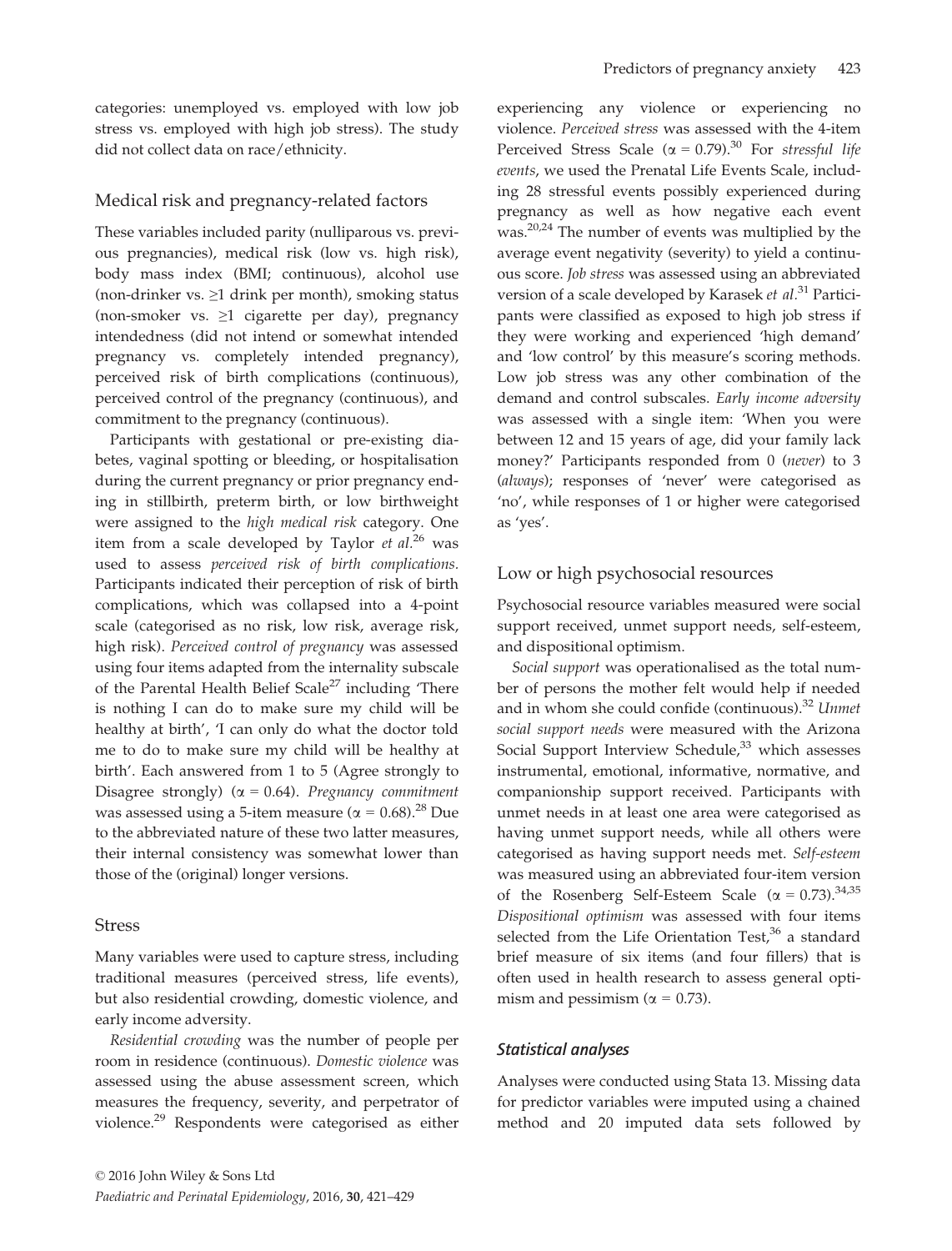categories: unemployed vs. employed with low job stress vs. employed with high job stress). The study did not collect data on race/ethnicity.

## Medical risk and pregnancy-related factors

These variables included parity (nulliparous vs. previous pregnancies), medical risk (low vs. high risk), body mass index (BMI; continuous), alcohol use (non-drinker vs. ≥1 drink per month), smoking status (non-smoker vs. ≥1 cigarette per day), pregnancy intendedness (did not intend or somewhat intended pregnancy vs. completely intended pregnancy), perceived risk of birth complications (continuous), perceived control of the pregnancy (continuous), and commitment to the pregnancy (continuous).

Participants with gestational or pre-existing diabetes, vaginal spotting or bleeding, or hospitalisation during the current pregnancy or prior pregnancy ending in stillbirth, preterm birth, or low birthweight were assigned to the *high medical risk* category. One item from a scale developed by Taylor *et al*.[26] was used to assess *perceived risk of birth complications*. Participants indicated their perception of risk of birth complications, which was collapsed into a 4-point scale (categorised as no risk, low risk, average risk, high risk). *Perceived control of pregnancy* was assessed using four items adapted from the internality subscale of the Parental Health Belief Scale[27] including 'There is nothing I can do to make sure my child will be healthy at birth', 'I can only do what the doctor told me to do to make sure my child will be healthy at birth'. Each answered from 1 to 5 (Agree strongly to Disagree strongly) ($\alpha = 0.64$). *Pregnancy commitment* was assessed using a 5-item measure ($\alpha = 0.68$).[28] Due to the abbreviated nature of these two latter measures, their internal consistency was somewhat lower than those of the (original) longer versions.

## Stress

Many variables were used to capture stress, including traditional measures (perceived stress, life events), but also residential crowding, domestic violence, and early income adversity.

*Residential crowding* was the number of people per room in residence (continuous). *Domestic violence* was assessed using the abuse assessment screen, which measures the frequency, severity, and perpetrator of violence.[29] Respondents were categorised as either experiencing any violence or experiencing no violence. *Perceived stress* was assessed with the 4-item Perceived Stress Scale ($\alpha = 0.79$).[30] For *stressful life events*, we used the Prenatal Life Events Scale, including 28 stressful events possibly experienced during pregnancy as well as how negative each event was.[20,24] The number of events was multiplied by the average event negativity (severity) to yield a continuous score. *Job stress* was assessed using an abbreviated version of a scale developed by Karasek *et al*.[31] Participants were classified as exposed to high job stress if they were working and experienced 'high demand' and 'low control' by this measure's scoring methods. Low job stress was any other combination of the demand and control subscales. *Early income adversity* was assessed with a single item: 'When you were between 12 and 15 years of age, did your family lack money?' Participants responded from 0 (*never*) to 3 (*always*); responses of 'never' were categorised as 'no', while responses of 1 or higher were categorised as 'yes'.

## Low or high psychosocial resources

Psychosocial resource variables measured were social support received, unmet support needs, self-esteem, and dispositional optimism.

*Social support* was operationalised as the total number of persons the mother felt would help if needed and in whom she could confide (continuous).[32] *Unmet social support needs* were measured with the Arizona Social Support Interview Schedule,[33] which assesses instrumental, emotional, informative, normative, and companionship support received. Participants with unmet needs in at least one area were categorised as having unmet support needs, while all others were categorised as having support needs met. *Self-esteem* was measured using an abbreviated four-item version of the Rosenberg Self-Esteem Scale ($\alpha = 0.73$).[34,35] *Dispositional optimism* was assessed with four items selected from the Life Orientation Test,[36] a standard brief measure of six items (and four fillers) that is often used in health research to assess general optimism and pessimism ($\alpha = 0.73$).

### *Statistical analyses*

Analyses were conducted using Stata 13. Missing data for predictor variables were imputed using a chained method and 20 imputed data sets followed by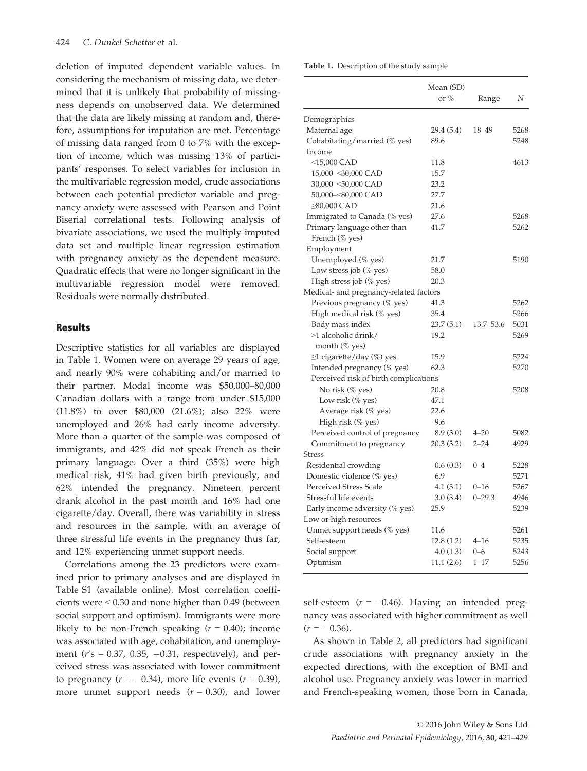deletion of imputed dependent variable values. In considering the mechanism of missing data, we determined that it is unlikely that probability of missingness depends on unobserved data. We determined that the data are likely missing at random and, therefore, assumptions for imputation are met. Percentage of missing data ranged from 0 to 7% with the exception of income, which was missing 13% of participants' responses. To select variables for inclusion in the multivariable regression model, crude associations between each potential predictor variable and pregnancy anxiety were assessed with Pearson and Point Biserial correlational tests. Following analysis of bivariate associations, we used the multiply imputed data set and multiple linear regression estimation with pregnancy anxiety as the dependent measure. Quadratic effects that were no longer significant in the multivariable regression model were removed. Residuals were normally distributed.

## Results

Descriptive statistics for all variables are displayed in Table 1. Women were on average 29 years of age, and nearly 90% were cohabiting and/or married to their partner. Modal income was \$50,000–80,000 Canadian dollars with a range from under \$15,000 (11.8%) to over \$80,000 (21.6%); also 22% were unemployed and 26% had early income adversity. More than a quarter of the sample was composed of immigrants, and 42% did not speak French as their primary language. Over a third (35%) were high medical risk, 41% had given birth previously, and 62% intended the pregnancy. Nineteen percent drank alcohol in the past month and 16% had one cigarette/day. Overall, there was variability in stress and resources in the sample, with an average of three stressful life events in the pregnancy thus far, and 12% experiencing unmet support needs.

Correlations among the 23 predictors were examined prior to primary analyses and are displayed in Table S1 (available online). Most correlation coefficients were < 0.30 and none higher than 0.49 (between social support and optimism). Immigrants were more likely to be non-French speaking ($r = 0.40$); income was associated with age, cohabitation, and unemployment ($r$'s = 0.37, 0.35, −0.31, respectively), and perceived stress was associated with lower commitment to pregnancy ($r = -0.34$), more life events ($r = 0.39$), more unmet support needs ($r = 0.30$), and lower self-esteem ($r = -0.46$). Having an intended pregnancy was associated with higher commitment as well ($r = -0.36$).

As shown in Table 2, all predictors had significant crude associations with pregnancy anxiety in the expected directions, with the exception of BMI and alcohol use. Pregnancy anxiety was lower in married and French-speaking women, those born in Canada,

**Table 1.** Description of the study sample

| | Mean (SD) or % | Range | *N* |
|---|---|---|---|
| Demographics | | | |
| Maternal age | 29.4 (5.4) | 18–49 | 5268 |
| Cohabitating/married (% yes) | 89.6 | | 5248 |
| Income | | | |
| <15,000 CAD | 11.8 | | 4613 |
| 15,000–<30,000 CAD | 15.7 | | |
| 30,000–<50,000 CAD | 23.2 | | |
| 50,000–<80,000 CAD | 27.7 | | |
| ≥80,000 CAD | 21.6 | | |
| Immigrated to Canada (% yes) | 27.6 | | 5268 |
| Primary language other than French (% yes) | 41.7 | | 5262 |
| Employment | | | |
| Unemployed (% yes) | 21.7 | | 5190 |
| Low stress job (% yes) | 58.0 | | |
| High stress job (% yes) | 20.3 | | |
| Medical- and pregnancy-related factors | | | |
| Previous pregnancy (% yes) | 41.3 | | 5262 |
| High medical risk (% yes) | 35.4 | | 5266 |
| Body mass index | 23.7 (5.1) | 13.7–53.6 | 5031 |
| >1 alcoholic drink/month (% yes) | 19.2 | | 5269 |
| ≥1 cigarette/day (%) yes | 15.9 | | 5224 |
| Intended pregnancy (% yes) | 62.3 | | 5270 |
| Perceived risk of birth complications | | | |
| No risk (% yes) | 20.8 | | 5208 |
| Low risk (% yes) | 47.1 | | |
| Average risk (% yes) | 22.6 | | |
| High risk (% yes) | 9.6 | | |
| Perceived control of pregnancy | 8.9 (3.0) | 4–20 | 5082 |
| Commitment to pregnancy | 20.3 (3.2) | 2–24 | 4929 |
| Stress | | | |
| Residential crowding | 0.6 (0.3) | 0–4 | 5228 |
| Domestic violence (% yes) | 6.9 | | 5271 |
| Perceived Stress Scale | 4.1 (3.1) | 0–16 | 5267 |
| Stressful life events | 3.0 (3.4) | 0–29.3 | 4946 |
| Early income adversity (% yes) | 25.9 | | 5239 |
| Low or high resources | | | |
| Unmet support needs (% yes) | 11.6 | | 5261 |
| Self-esteem | 12.8 (1.2) | 4–16 | 5235 |
| Social support | 4.0 (1.3) | 0–6 | 5243 |
| Optimism | 11.1 (2.6) | 1–17 | 5256 |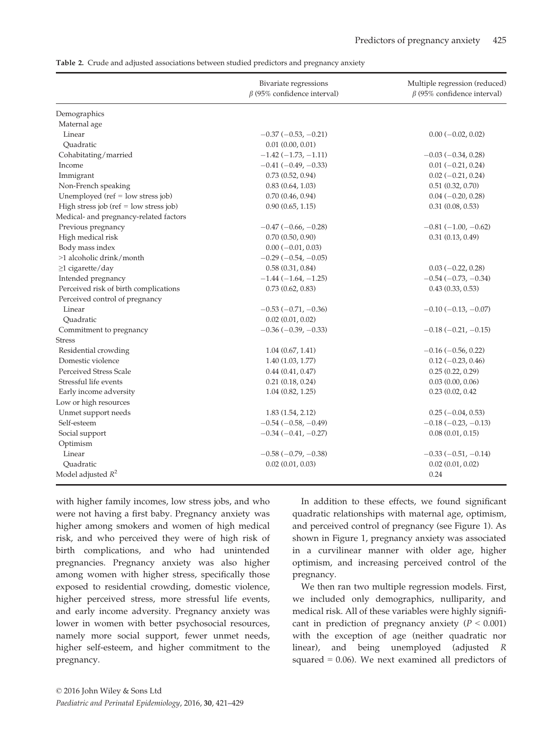**Table 2.** Crude and adjusted associations between studied predictors and pregnancy anxiety

| | Bivariate regressions $\beta$ (95% confidence interval) | Multiple regression (reduced) $\beta$ (95% confidence interval) |
|---|---|---|
| Demographics | | |
| Maternal age | | |
| Linear | −0.37 (−0.53, −0.21) | 0.00 (−0.02, 0.02) |
| Quadratic | 0.01 (0.00, 0.01) | |
| Cohabitating/married | −1.42 (−1.73, −1.11) | −0.03 (−0.34, 0.28) |
| Income | −0.41 (−0.49, −0.33) | 0.01 (−0.21, 0.24) |
| Immigrant | 0.73 (0.52, 0.94) | 0.02 (−0.21, 0.24) |
| Non-French speaking | 0.83 (0.64, 1.03) | 0.51 (0.32, 0.70) |
| Unemployed (ref = low stress job) | 0.70 (0.46, 0.94) | 0.04 (−0.20, 0.28) |
| High stress job (ref = low stress job) | 0.90 (0.65, 1.15) | 0.31 (0.08, 0.53) |
| Medical- and pregnancy-related factors | | |
| Previous pregnancy | −0.47 (−0.66, −0.28) | −0.81 (−1.00, −0.62) |
| High medical risk | 0.70 (0.50, 0.90) | 0.31 (0.13, 0.49) |
| Body mass index | 0.00 (−0.01, 0.03) | |
| >1 alcoholic drink/month | −0.29 (−0.54, −0.05) | |
| ≥1 cigarette/day | 0.58 (0.31, 0.84) | 0.03 (−0.22, 0.28) |
| Intended pregnancy | −1.44 (−1.64, −1.25) | −0.54 (−0.73, −0.34) |
| Perceived risk of birth complications | 0.73 (0.62, 0.83) | 0.43 (0.33, 0.53) |
| Perceived control of pregnancy | | |
| Linear | −0.53 (−0.71, −0.36) | −0.10 (−0.13, −0.07) |
| Quadratic | 0.02 (0.01, 0.02) | |
| Commitment to pregnancy | −0.36 (−0.39, −0.33) | −0.18 (−0.21, −0.15) |
| Stress | | |
| Residential crowding | 1.04 (0.67, 1.41) | −0.16 (−0.56, 0.22) |
| Domestic violence | 1.40 (1.03, 1.77) | 0.12 (−0.23, 0.46) |
| Perceived Stress Scale | 0.44 (0.41, 0.47) | 0.25 (0.22, 0.29) |
| Stressful life events | 0.21 (0.18, 0.24) | 0.03 (0.00, 0.06) |
| Early income adversity | 1.04 (0.82, 1.25) | 0.23 (0.02, 0.42 |
| Low or high resources | | |
| Unmet support needs | 1.83 (1.54, 2.12) | 0.25 (−0.04, 0.53) |
| Self-esteem | −0.54 (−0.58, −0.49) | −0.18 (−0.23, −0.13) |
| Social support | −0.34 (−0.41, −0.27) | 0.08 (0.01, 0.15) |
| Optimism | | |
| Linear | −0.58 (−0.79, −0.38) | −0.33 (−0.51, −0.14) |
| Quadratic | 0.02 (0.01, 0.03) | 0.02 (0.01, 0.02) |
| Model adjusted $R^2$ | | 0.24 |

with higher family incomes, low stress jobs, and who were not having a first baby. Pregnancy anxiety was higher among smokers and women of high medical risk, and who perceived they were of high risk of birth complications, and who had unintended pregnancies. Pregnancy anxiety was also higher among women with higher stress, specifically those exposed to residential crowding, domestic violence, higher perceived stress, more stressful life events, and early income adversity. Pregnancy anxiety was lower in women with better psychosocial resources, namely more social support, fewer unmet needs, higher self-esteem, and higher commitment to the pregnancy.

In addition to these effects, we found significant quadratic relationships with maternal age, optimism, and perceived control of pregnancy (see Figure 1). As shown in Figure 1, pregnancy anxiety was associated in a curvilinear manner with older age, higher optimism, and increasing perceived control of the pregnancy.

We then ran two multiple regression models. First, we included only demographics, nulliparity, and medical risk. All of these variables were highly significant in prediction of pregnancy anxiety ($P < 0.001$) with the exception of age (neither quadratic nor linear), and being unemployed (adjusted $R$ squared = 0.06). We next examined all predictors of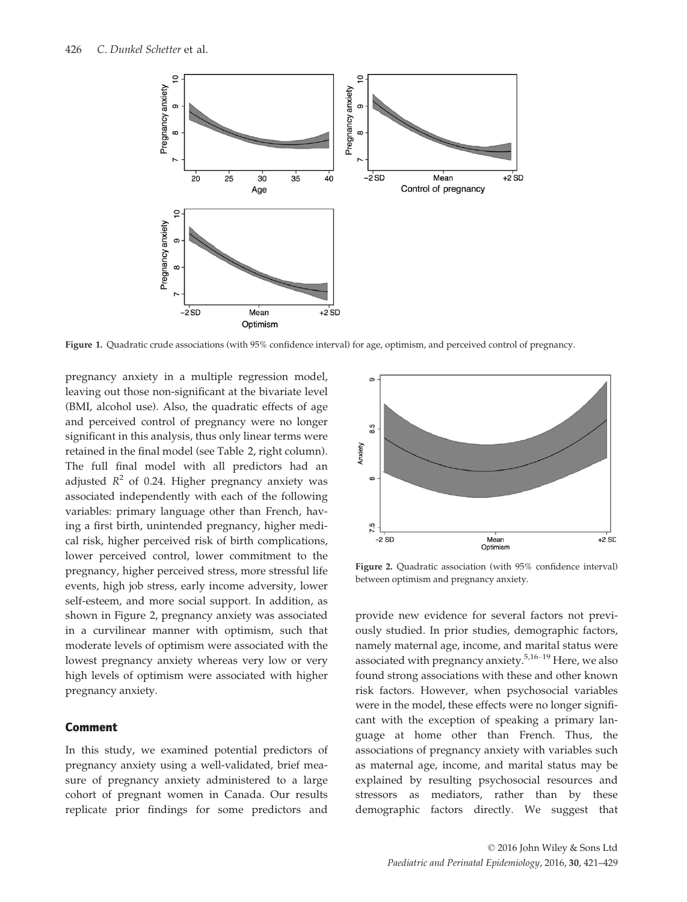Figure 1. Quadratic crude associations (with 95% confidence interval) for age, optimism, and perceived control of pregnancy.

pregnancy anxiety in a multiple regression model, leaving out those non-significant at the bivariate level (BMI, alcohol use). Also, the quadratic effects of age and perceived control of pregnancy were no longer significant in this analysis, thus only linear terms were retained in the final model (see Table 2, right column). The full final model with all predictors had an adjusted $R^2$ of 0.24. Higher pregnancy anxiety was associated independently with each of the following variables: primary language other than French, having a first birth, unintended pregnancy, higher medical risk, higher perceived risk of birth complications, lower perceived control, lower commitment to the pregnancy, higher perceived stress, more stressful life events, high job stress, early income adversity, lower self-esteem, and more social support. In addition, as shown in Figure 2, pregnancy anxiety was associated in a curvilinear manner with optimism, such that moderate levels of optimism were associated with the lowest pregnancy anxiety whereas very low or very high levels of optimism were associated with higher pregnancy anxiety.

Figure 2. Quadratic association (with 95% confidence interval) between optimism and pregnancy anxiety.

## Comment

In this study, we examined potential predictors of pregnancy anxiety using a well-validated, brief measure of pregnancy anxiety administered to a large cohort of pregnant women in Canada. Our results replicate prior findings for some predictors and provide new evidence for several factors not previously studied. In prior studies, demographic factors, namely maternal age, income, and marital status were associated with pregnancy anxiety.[5,16–19] Here, we also found strong associations with these and other known risk factors. However, when psychosocial variables were in the model, these effects were no longer significant with the exception of speaking a primary language at home other than French. Thus, the associations of pregnancy anxiety with variables such as maternal age, income, and marital status may be explained by resulting psychosocial resources and stressors as mediators, rather than by these demographic factors directly. We suggest that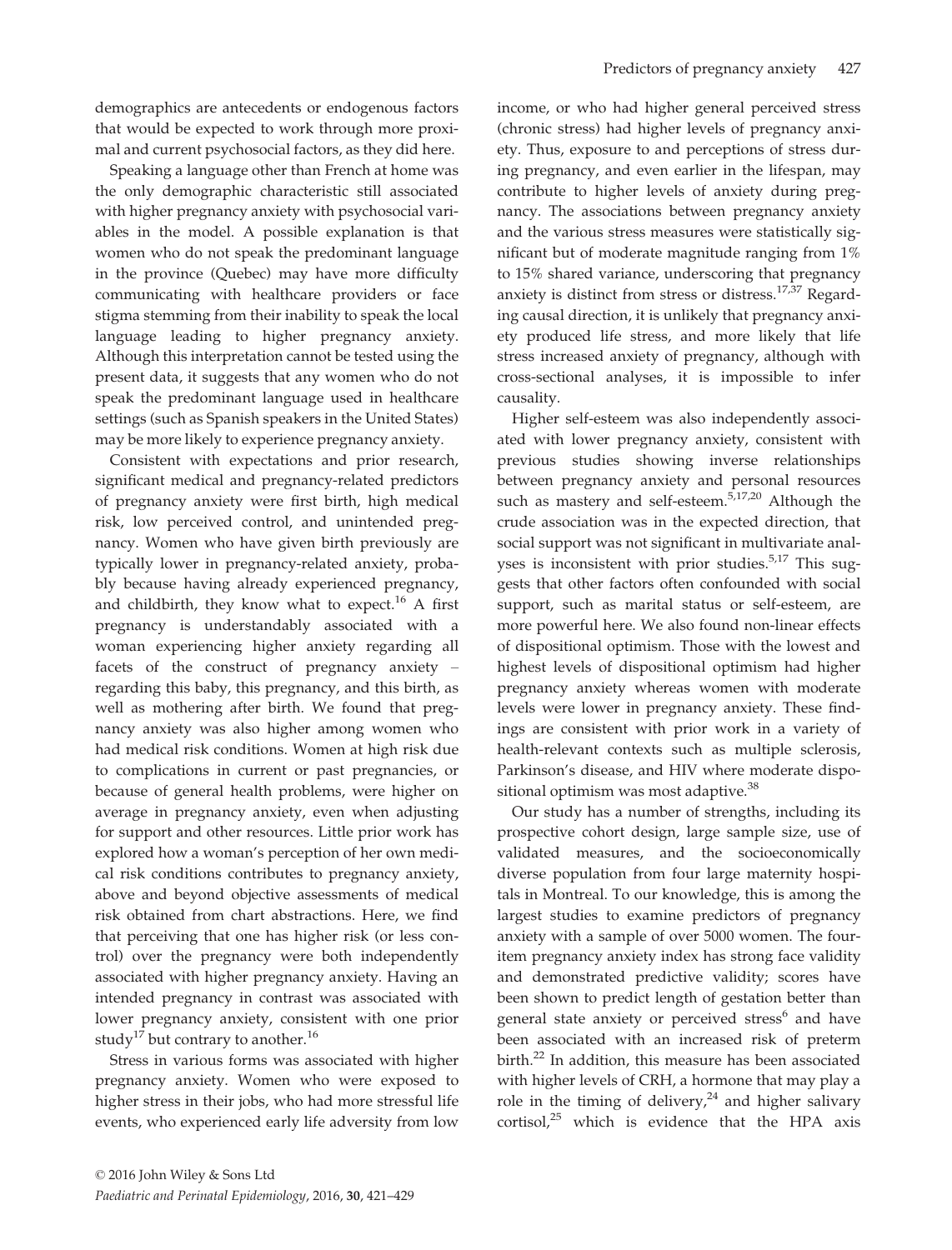demographics are antecedents or endogenous factors that would be expected to work through more proximal and current psychosocial factors, as they did here.

Speaking a language other than French at home was the only demographic characteristic still associated with higher pregnancy anxiety with psychosocial variables in the model. A possible explanation is that women who do not speak the predominant language in the province (Quebec) may have more difficulty communicating with healthcare providers or face stigma stemming from their inability to speak the local language leading to higher pregnancy anxiety. Although this interpretation cannot be tested using the present data, it suggests that any women who do not speak the predominant language used in healthcare settings (such as Spanish speakers in the United States) may be more likely to experience pregnancy anxiety.

Consistent with expectations and prior research, significant medical and pregnancy-related predictors of pregnancy anxiety were first birth, high medical risk, low perceived control, and unintended pregnancy. Women who have given birth previously are typically lower in pregnancy-related anxiety, probably because having already experienced pregnancy, and childbirth, they know what to expect.[16] A first pregnancy is understandably associated with a woman experiencing higher anxiety regarding all facets of the construct of pregnancy anxiety – regarding this baby, this pregnancy, and this birth, as well as mothering after birth. We found that pregnancy anxiety was also higher among women who had medical risk conditions. Women at high risk due to complications in current or past pregnancies, or because of general health problems, were higher on average in pregnancy anxiety, even when adjusting for support and other resources. Little prior work has explored how a woman's perception of her own medical risk conditions contributes to pregnancy anxiety, above and beyond objective assessments of medical risk obtained from chart abstractions. Here, we find that perceiving that one has higher risk (or less control) over the pregnancy were both independently associated with higher pregnancy anxiety. Having an intended pregnancy in contrast was associated with lower pregnancy anxiety, consistent with one prior study[17] but contrary to another.[16]

Stress in various forms was associated with higher pregnancy anxiety. Women who were exposed to higher stress in their jobs, who had more stressful life events, who experienced early life adversity from low income, or who had higher general perceived stress (chronic stress) had higher levels of pregnancy anxiety. Thus, exposure to and perceptions of stress during pregnancy, and even earlier in the lifespan, may contribute to higher levels of anxiety during pregnancy. The associations between pregnancy anxiety and the various stress measures were statistically significant but of moderate magnitude ranging from 1% to 15% shared variance, underscoring that pregnancy anxiety is distinct from stress or distress.[17,37] Regarding causal direction, it is unlikely that pregnancy anxiety produced life stress, and more likely that life stress increased anxiety of pregnancy, although with cross-sectional analyses, it is impossible to infer causality.

Higher self-esteem was also independently associated with lower pregnancy anxiety, consistent with previous studies showing inverse relationships between pregnancy anxiety and personal resources such as mastery and self-esteem.[5,17,20] Although the crude association was in the expected direction, that social support was not significant in multivariate analyses is inconsistent with prior studies.[5,17] This suggests that other factors often confounded with social support, such as marital status or self-esteem, are more powerful here. We also found non-linear effects of dispositional optimism. Those with the lowest and highest levels of dispositional optimism had higher pregnancy anxiety whereas women with moderate levels were lower in pregnancy anxiety. These findings are consistent with prior work in a variety of health-relevant contexts such as multiple sclerosis, Parkinson's disease, and HIV where moderate dispositional optimism was most adaptive.[38]

Our study has a number of strengths, including its prospective cohort design, large sample size, use of validated measures, and the socioeconomically diverse population from four large maternity hospitals in Montreal. To our knowledge, this is among the largest studies to examine predictors of pregnancy anxiety with a sample of over 5000 women. The four-item pregnancy anxiety index has strong face validity and demonstrated predictive validity; scores have been shown to predict length of gestation better than general state anxiety or perceived stress[6] and have been associated with an increased risk of preterm birth.[22] In addition, this measure has been associated with higher levels of CRH, a hormone that may play a role in the timing of delivery,[24] and higher salivary cortisol,[25] which is evidence that the HPA axis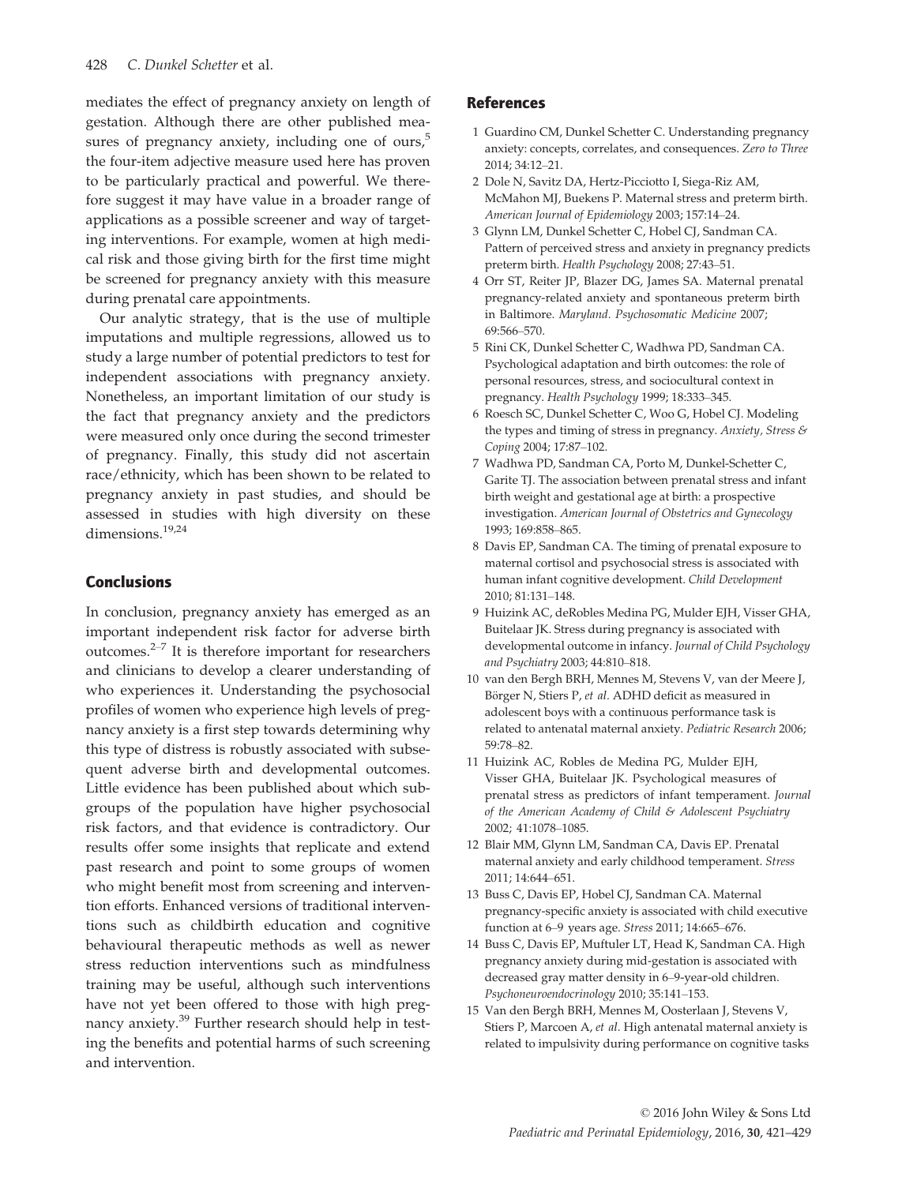mediates the effect of pregnancy anxiety on length of gestation. Although there are other published measures of pregnancy anxiety, including one of ours,[5] the four-item adjective measure used here has proven to be particularly practical and powerful. We therefore suggest it may have value in a broader range of applications as a possible screener and way of targeting interventions. For example, women at high medical risk and those giving birth for the first time might be screened for pregnancy anxiety with this measure during prenatal care appointments.

Our analytic strategy, that is the use of multiple imputations and multiple regressions, allowed us to study a large number of potential predictors to test for independent associations with pregnancy anxiety. Nonetheless, an important limitation of our study is the fact that pregnancy anxiety and the predictors were measured only once during the second trimester of pregnancy. Finally, this study did not ascertain race/ethnicity, which has been shown to be related to pregnancy anxiety in past studies, and should be assessed in studies with high diversity on these dimensions.[19,24]

## Conclusions

In conclusion, pregnancy anxiety has emerged as an important independent risk factor for adverse birth outcomes.[2–7] It is therefore important for researchers and clinicians to develop a clearer understanding of who experiences it. Understanding the psychosocial profiles of women who experience high levels of pregnancy anxiety is a first step towards determining why this type of distress is robustly associated with subsequent adverse birth and developmental outcomes. Little evidence has been published about which subgroups of the population have higher psychosocial risk factors, and that evidence is contradictory. Our results offer some insights that replicate and extend past research and point to some groups of women who might benefit most from screening and intervention efforts. Enhanced versions of traditional interventions such as childbirth education and cognitive behavioural therapeutic methods as well as newer stress reduction interventions such as mindfulness training may be useful, although such interventions have not yet been offered to those with high pregnancy anxiety.[39] Further research should help in testing the benefits and potential harms of such screening and intervention.

## References

1 Guardino CM, Dunkel Schetter C. Understanding pregnancy anxiety: concepts, correlates, and consequences. *Zero to Three* 2014; 34:12–21.

2 Dole N, Savitz DA, Hertz-Picciotto I, Siega-Riz AM, McMahon MJ, Buekens P. Maternal stress and preterm birth. *American Journal of Epidemiology* 2003; 157:14–24.

3 Glynn LM, Dunkel Schetter C, Hobel CJ, Sandman CA. Pattern of perceived stress and anxiety in pregnancy predicts preterm birth. *Health Psychology* 2008; 27:43–51.

4 Orr ST, Reiter JP, Blazer DG, James SA. Maternal prenatal pregnancy-related anxiety and spontaneous preterm birth in Baltimore. *Maryland. Psychosomatic Medicine* 2007; 69:566–570.

5 Rini CK, Dunkel Schetter C, Wadhwa PD, Sandman CA. Psychological adaptation and birth outcomes: the role of personal resources, stress, and sociocultural context in pregnancy. *Health Psychology* 1999; 18:333–345.

6 Roesch SC, Dunkel Schetter C, Woo G, Hobel CJ. Modeling the types and timing of stress in pregnancy. *Anxiety, Stress & Coping* 2004; 17:87–102.

7 Wadhwa PD, Sandman CA, Porto M, Dunkel-Schetter C, Garite TJ. The association between prenatal stress and infant birth weight and gestational age at birth: a prospective investigation. *American Journal of Obstetrics and Gynecology* 1993; 169:858–865.

8 Davis EP, Sandman CA. The timing of prenatal exposure to maternal cortisol and psychosocial stress is associated with human infant cognitive development. *Child Development* 2010; 81:131–148.

9 Huizink AC, deRobles Medina PG, Mulder EJH, Visser GHA, Buitelaar JK. Stress during pregnancy is associated with developmental outcome in infancy. *Journal of Child Psychology and Psychiatry* 2003; 44:810–818.

10 van den Bergh BRH, Mennes M, Stevens V, van der Meere J, Börger N, Stiers P, *et al.* ADHD deficit as measured in adolescent boys with a continuous performance task is related to antenatal maternal anxiety. *Pediatric Research* 2006; 59:78–82.

11 Huizink AC, Robles de Medina PG, Mulder EJH, Visser GHA, Buitelaar JK. Psychological measures of prenatal stress as predictors of infant temperament. *Journal of the American Academy of Child & Adolescent Psychiatry* 2002; 41:1078–1085.

12 Blair MM, Glynn LM, Sandman CA, Davis EP. Prenatal maternal anxiety and early childhood temperament. *Stress* 2011; 14:644–651.

13 Buss C, Davis EP, Hobel CJ, Sandman CA. Maternal pregnancy-specific anxiety is associated with child executive function at 6–9 years age. *Stress* 2011; 14:665–676.

14 Buss C, Davis EP, Muftuler LT, Head K, Sandman CA. High pregnancy anxiety during mid-gestation is associated with decreased gray matter density in 6–9-year-old children. *Psychoneuroendocrinology* 2010; 35:141–153.

15 Van den Bergh BRH, Mennes M, Oosterlaan J, Stevens V, Stiers P, Marcoen A, *et al.* High antenatal maternal anxiety is related to impulsivity during performance on cognitive tasks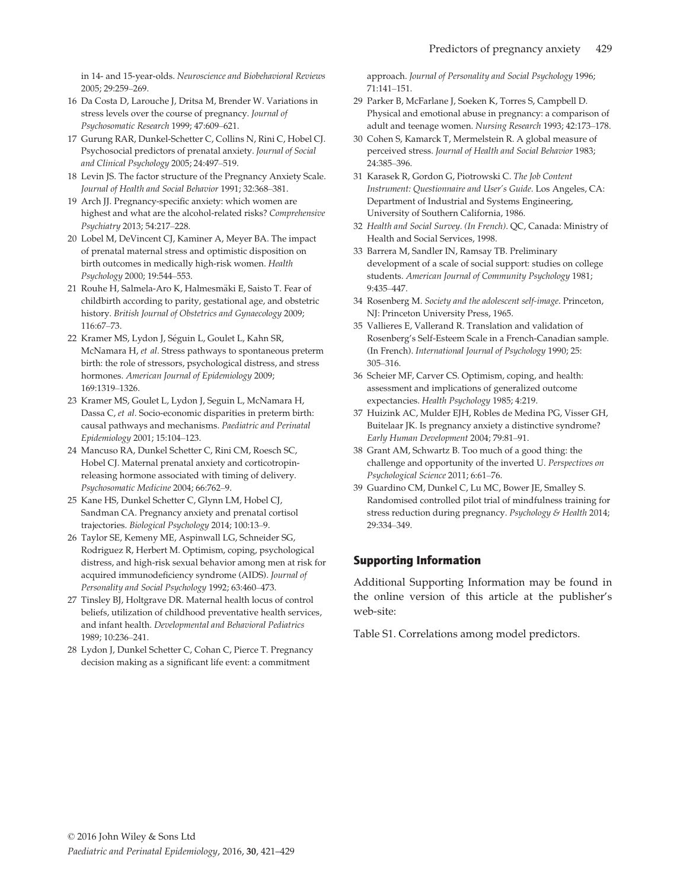in 14- and 15-year-olds. *Neuroscience and Biobehavioral Reviews* 2005; 29:259–269.

16 Da Costa D, Larouche J, Dritsa M, Brender W. Variations in stress levels over the course of pregnancy. *Journal of Psychosomatic Research* 1999; 47:609–621.

17 Gurung RAR, Dunkel-Schetter C, Collins N, Rini C, Hobel CJ. Psychosocial predictors of prenatal anxiety. *Journal of Social and Clinical Psychology* 2005; 24:497–519.

18 Levin JS. The factor structure of the Pregnancy Anxiety Scale. *Journal of Health and Social Behavior* 1991; 32:368–381.

19 Arch JJ. Pregnancy-specific anxiety: which women are highest and what are the alcohol-related risks? *Comprehensive Psychiatry* 2013; 54:217–228.

20 Lobel M, DeVincent CJ, Kaminer A, Meyer BA. The impact of prenatal maternal stress and optimistic disposition on birth outcomes in medically high-risk women. *Health Psychology* 2000; 19:544–553.

21 Rouhe H, Salmela-Aro K, Halmesmäki E, Saisto T. Fear of childbirth according to parity, gestational age, and obstetric history. *British Journal of Obstetrics and Gynaecology* 2009; 116:67–73.

22 Kramer MS, Lydon J, Séguin L, Goulet L, Kahn SR, McNamara H, *et al.* Stress pathways to spontaneous preterm birth: the role of stressors, psychological distress, and stress hormones. *American Journal of Epidemiology* 2009; 169:1319–1326.

23 Kramer MS, Goulet L, Lydon J, Seguin L, McNamara H, Dassa C, *et al.* Socio-economic disparities in preterm birth: causal pathways and mechanisms. *Paediatric and Perinatal Epidemiology* 2001; 15:104–123.

24 Mancuso RA, Dunkel Schetter C, Rini CM, Roesch SC, Hobel CJ. Maternal prenatal anxiety and corticotropin-releasing hormone associated with timing of delivery. *Psychosomatic Medicine* 2004; 66:762–9.

25 Kane HS, Dunkel Schetter C, Glynn LM, Hobel CJ, Sandman CA. Pregnancy anxiety and prenatal cortisol trajectories. *Biological Psychology* 2014; 100:13–9.

26 Taylor SE, Kemeny ME, Aspinwall LG, Schneider SG, Rodriguez R, Herbert M. Optimism, coping, psychological distress, and high-risk sexual behavior among men at risk for acquired immunodeficiency syndrome (AIDS). *Journal of Personality and Social Psychology* 1992; 63:460–473.

27 Tinsley BJ, Holtgrave DR. Maternal health locus of control beliefs, utilization of childhood preventative health services, and infant health. *Developmental and Behavioral Pediatrics* 1989; 10:236–241.

28 Lydon J, Dunkel Schetter C, Cohan C, Pierce T. Pregnancy decision making as a significant life event: a commitment approach. *Journal of Personality and Social Psychology* 1996; 71:141–151.

29 Parker B, McFarlane J, Soeken K, Torres S, Campbell D. Physical and emotional abuse in pregnancy: a comparison of adult and teenage women. *Nursing Research* 1993; 42:173–178.

30 Cohen S, Kamarck T, Mermelstein R. A global measure of perceived stress. *Journal of Health and Social Behavior* 1983; 24:385–396.

31 Karasek R, Gordon G, Piotrowski C. *The Job Content Instrument: Questionnaire and User's Guide*. Los Angeles, CA: Department of Industrial and Systems Engineering, University of Southern California, 1986.

32 *Health and Social Survey. (In French)*. QC, Canada: Ministry of Health and Social Services, 1998.

33 Barrera M, Sandler IN, Ramsay TB. Preliminary development of a scale of social support: studies on college students. *American Journal of Community Psychology* 1981; 9:435–447.

34 Rosenberg M. *Society and the adolescent self-image*. Princeton, NJ: Princeton University Press, 1965.

35 Vallieres E, Vallerand R. Translation and validation of Rosenberg's Self-Esteem Scale in a French-Canadian sample. (In French). *International Journal of Psychology* 1990; 25: 305–316.

36 Scheier MF, Carver CS. Optimism, coping, and health: assessment and implications of generalized outcome expectancies. *Health Psychology* 1985; 4:219.

37 Huizink AC, Mulder EJH, Robles de Medina PG, Visser GH, Buitelaar JK. Is pregnancy anxiety a distinctive syndrome? *Early Human Development* 2004; 79:81–91.

38 Grant AM, Schwartz B. Too much of a good thing: the challenge and opportunity of the inverted U. *Perspectives on Psychological Science* 2011; 6:61–76.

39 Guardino CM, Dunkel C, Lu MC, Bower JE, Smalley S. Randomised controlled pilot trial of mindfulness training for stress reduction during pregnancy. *Psychology & Health* 2014; 29:334–349.

## Supporting Information

Additional Supporting Information may be found in the online version of this article at the publisher's web-site:

Table S1. Correlations among model predictors.